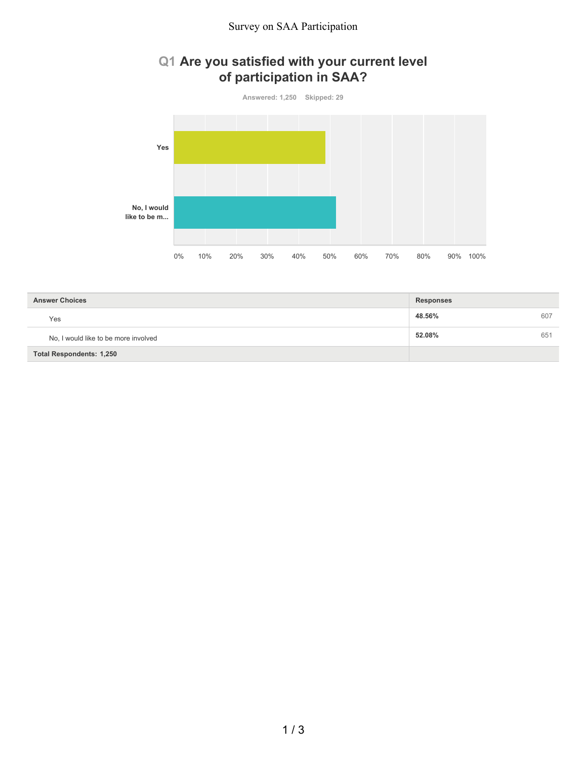Survey on SAA Participation

## Q1 Are you satisfied with your current level of participation in SAA?

Answered: 1,250 Skipped: 29

| Answer Choices | Responses | |
| --- | --- | --- |
| Yes | 48.56% | 607 |
| No, I would like to be more involved | 52.08% | 651 |
| Total Respondents: 1,250 | | |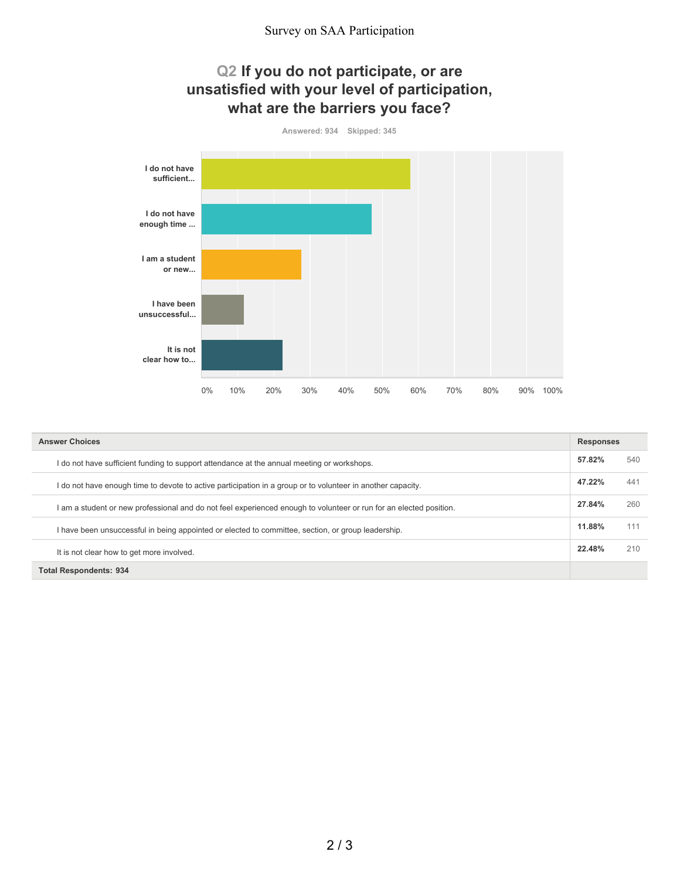## Q2 If you do not participate, or are unsatisfied with your level of participation, what are the barriers you face?

Answered: 934 Skipped: 345

| Answer Choices | Responses | |
|---|---|---|
| I do not have sufficient funding to support attendance at the annual meeting or workshops. | 57.82% | 540 |
| I do not have enough time to devote to active participation in a group or to volunteer in another capacity. | 47.22% | 441 |
| I am a student or new professional and do not feel experienced enough to volunteer or run for an elected position. | 27.84% | 260 |
| I have been unsuccessful in being appointed or elected to committee, section, or group leadership. | 11.88% | 111 |
| It is not clear how to get more involved. | 22.48% | 210 |
| **Total Respondents: 934** | | |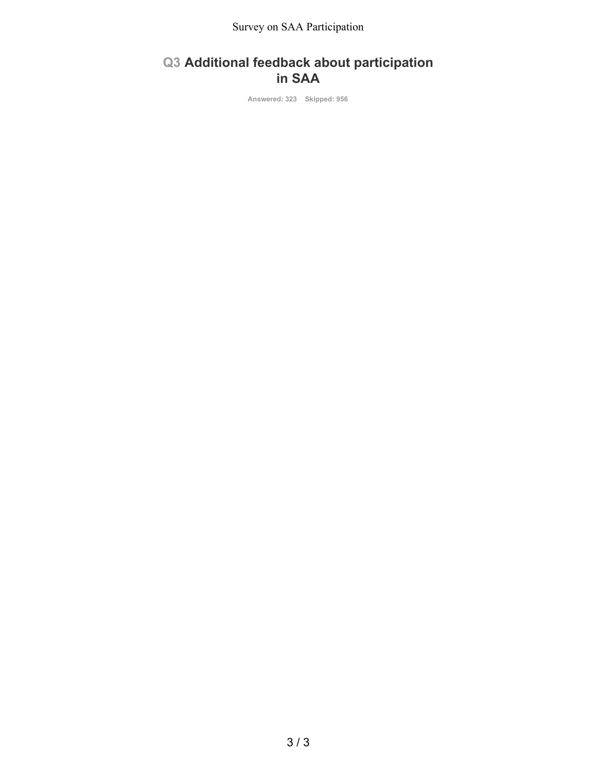## Q3 Additional feedback about participation in SAA

Answered: 323 Skipped: 956